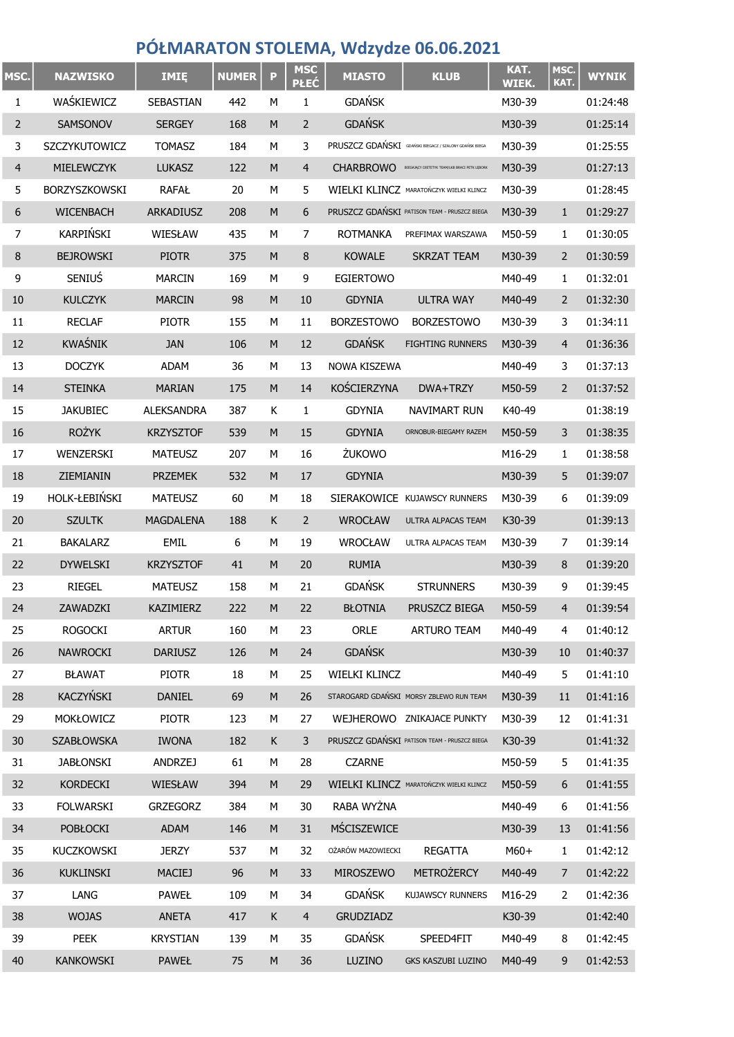# PÓŁMARATON STOLEMA, Wdzydze 06.06.2021

| MSC. | NAZWISKO | IMIĘ | NUMER | P | MSC PŁEĆ | MIASTO | KLUB | KAT. WIEK. | MSC. KAT. | WYNIK |
|---|---|---|---|---|---|---|---|---|---|---|
| 1 | WAŚKIEWICZ | SEBASTIAN | 442 | M | 1 | GDAŃSK | | M30-39 | | 01:24:48 |
| 2 | SAMSONOV | SERGEY | 168 | M | 2 | GDAŃSK | | M30-39 | | 01:25:14 |
| 3 | SZCZYKUTOWICZ | TOMASZ | 184 | M | 3 | PRUSZCZ GDAŃSKI | GDAŃSKI BIEGACZ / SZALONY GDAŃSK BIEGA | M30-39 | | 01:25:55 |
| 4 | MIELEWCZYK | LUKASZ | 122 | M | 4 | CHARBROWO | BIEGAJĄCY DIETETYK TEAM/UKB BRACI PETK LĘBORK | M30-39 | | 01:27:13 |
| 5 | BORZYSZKOWSKI | RAFAŁ | 20 | M | 5 | WIELKI KLINCZ | MARATOŃCZYK WIELKI KLINCZ | M30-39 | | 01:28:45 |
| 6 | WICENBACH | ARKADIUSZ | 208 | M | 6 | PRUSZCZ GDAŃSKI | PATISON TEAM - PRUSZCZ BIEGA | M30-39 | 1 | 01:29:27 |
| 7 | KARPIŃSKI | WIESŁAW | 435 | M | 7 | ROTMANKA | PREFIMAX WARSZAWA | M50-59 | 1 | 01:30:05 |
| 8 | BEJROWSKI | PIOTR | 375 | M | 8 | KOWALE | SKRZAT TEAM | M30-39 | 2 | 01:30:59 |
| 9 | SENIUŚ | MARCIN | 169 | M | 9 | EGIERTOWO | | M40-49 | 1 | 01:32:01 |
| 10 | KULCZYK | MARCIN | 98 | M | 10 | GDYNIA | ULTRA WAY | M40-49 | 2 | 01:32:30 |
| 11 | RECLAF | PIOTR | 155 | M | 11 | BORZESTOWO | BORZESTOWO | M30-39 | 3 | 01:34:11 |
| 12 | KWAŚNIK | JAN | 106 | M | 12 | GDAŃSK | FIGHTING RUNNERS | M30-39 | 4 | 01:36:36 |
| 13 | DOCZYK | ADAM | 36 | M | 13 | NOWA KISZEWA | | M40-49 | 3 | 01:37:13 |
| 14 | STEINKA | MARIAN | 175 | M | 14 | KOŚCIERZYNA | DWA+TRZY | M50-59 | 2 | 01:37:52 |
| 15 | JAKUBIEC | ALEKSANDRA | 387 | K | 1 | GDYNIA | NAVIMART RUN | K40-49 | | 01:38:19 |
| 16 | ROŻYK | KRZYSZTOF | 539 | M | 15 | GDYNIA | ORNOBUR-BIEGAMY RAZEM | M50-59 | 3 | 01:38:35 |
| 17 | WENZERSKI | MATEUSZ | 207 | M | 16 | ŻUKOWO | | M16-29 | 1 | 01:38:58 |
| 18 | ZIEMIANIN | PRZEMEK | 532 | M | 17 | GDYNIA | | M30-39 | 5 | 01:39:07 |
| 19 | HOLK-ŁEBIŃSKI | MATEUSZ | 60 | M | 18 | SIERAKOWICE | KUJAWSCY RUNNERS | M30-39 | 6 | 01:39:09 |
| 20 | SZULTK | MAGDALENA | 188 | K | 2 | WROCŁAW | ULTRA ALPACAS TEAM | K30-39 | | 01:39:13 |
| 21 | BAKALARZ | EMIL | 6 | M | 19 | WROCŁAW | ULTRA ALPACAS TEAM | M30-39 | 7 | 01:39:14 |
| 22 | DYWELSKI | KRZYSZTOF | 41 | M | 20 | RUMIA | | M30-39 | 8 | 01:39:20 |
| 23 | RIEGEL | MATEUSZ | 158 | M | 21 | GDAŃSK | STRUNNERS | M30-39 | 9 | 01:39:45 |
| 24 | ZAWADZKI | KAZIMIERZ | 222 | M | 22 | BŁOTNIA | PRUSZCZ BIEGA | M50-59 | 4 | 01:39:54 |
| 25 | ROGOCKI | ARTUR | 160 | M | 23 | ORLE | ARTURO TEAM | M40-49 | 4 | 01:40:12 |
| 26 | NAWROCKI | DARIUSZ | 126 | M | 24 | GDAŃSK | | M30-39 | 10 | 01:40:37 |
| 27 | BŁAWAT | PIOTR | 18 | M | 25 | WIELKI KLINCZ | | M40-49 | 5 | 01:41:10 |
| 28 | KACZYŃSKI | DANIEL | 69 | M | 26 | STAROGARD GDAŃSKI | MORSY ZBLEWO RUN TEAM | M30-39 | 11 | 01:41:16 |
| 29 | MOKŁOWICZ | PIOTR | 123 | M | 27 | WEJHEROWO | ZNIKAJACE PUNKTY | M30-39 | 12 | 01:41:31 |
| 30 | SZABŁOWSKA | IWONA | 182 | K | 3 | PRUSZCZ GDAŃSKI | PATISON TEAM - PRUSZCZ BIEGA | K30-39 | | 01:41:32 |
| 31 | JABŁONSKI | ANDRZEJ | 61 | M | 28 | CZARNE | | M50-59 | 5 | 01:41:35 |
| 32 | KORDECKI | WIESŁAW | 394 | M | 29 | WIELKI KLINCZ | MARATOŃCZYK WIELKI KLINCZ | M50-59 | 6 | 01:41:55 |
| 33 | FOLWARSKI | GRZEGORZ | 384 | M | 30 | RABA WYŻNA | | M40-49 | 6 | 01:41:56 |
| 34 | POBŁOCKI | ADAM | 146 | M | 31 | MŚCISZEWICE | | M30-39 | 13 | 01:41:56 |
| 35 | KUCZKOWSKI | JERZY | 537 | M | 32 | OŻARÓW MAZOWIECKI | REGATTA | M60+ | 1 | 01:42:12 |
| 36 | KUKLINSKI | MACIEJ | 96 | M | 33 | MIROSZEWO | METROŻERCY | M40-49 | 7 | 01:42:22 |
| 37 | LANG | PAWEŁ | 109 | M | 34 | GDAŃSK | KUJAWSCY RUNNERS | M16-29 | 2 | 01:42:36 |
| 38 | WOJAS | ANETA | 417 | K | 4 | GRUDZIADZ | | K30-39 | | 01:42:40 |
| 39 | PEEK | KRYSTIAN | 139 | M | 35 | GDAŃSK | SPEED4FIT | M40-49 | 8 | 01:42:45 |
| 40 | KANKOWSKI | PAWEŁ | 75 | M | 36 | LUZINO | GKS KASZUBI LUZINO | M40-49 | 9 | 01:42:53 |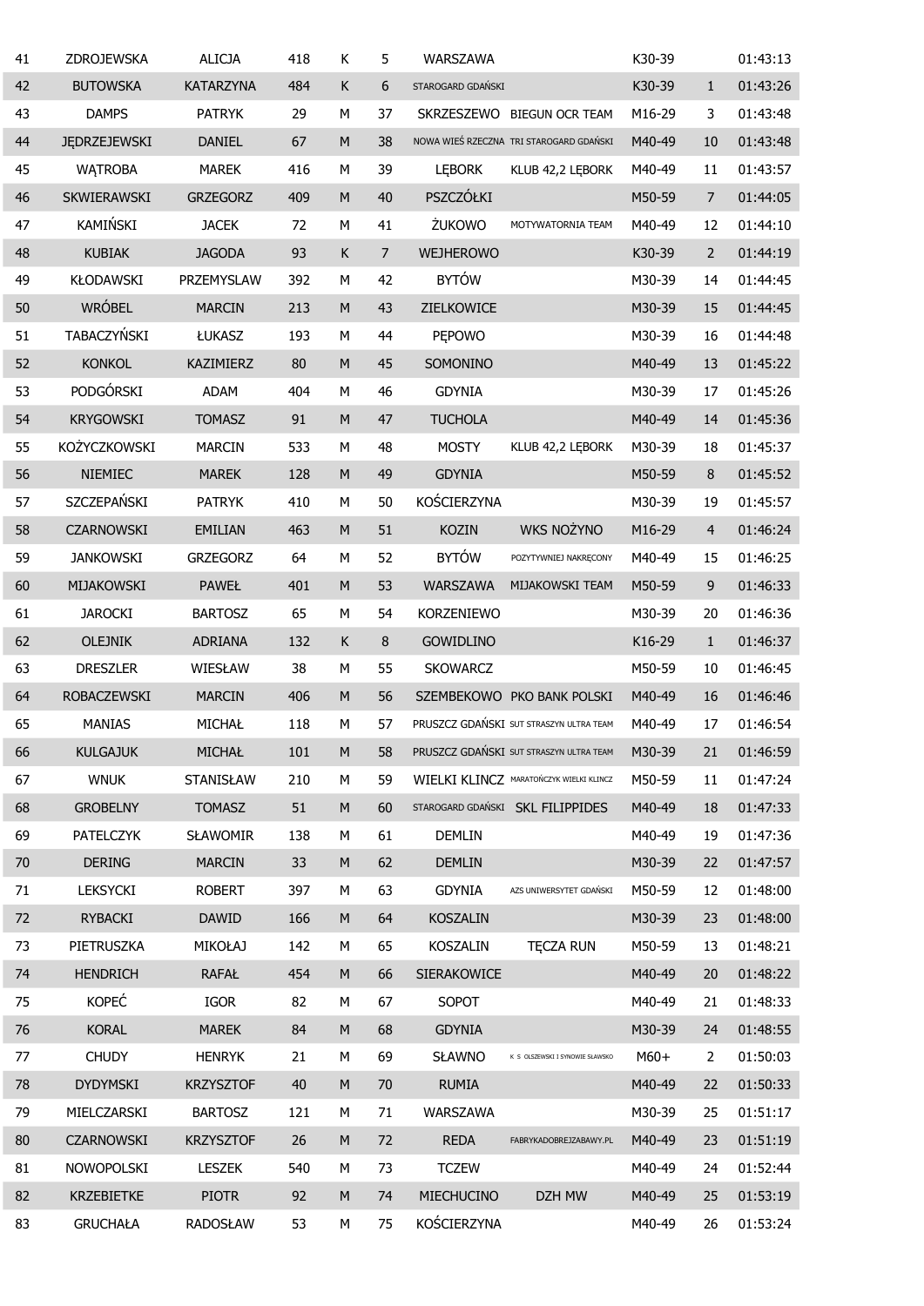| | | | | | | | | | | |
|---|---|---|---|---|---|---|---|---|---|---|
| 41 | ZDROJEWSKA | ALICJA | 418 | K | 5 | WARSZAWA | | K30-39 | | 01:43:13 |
| 42 | BUTOWSKA | KATARZYNA | 484 | K | 6 | STAROGARD GDAŃSKI | | K30-39 | 1 | 01:43:26 |
| 43 | DAMPS | PATRYK | 29 | M | 37 | SKRZESZEWO | BIEGUN OCR TEAM | M16-29 | 3 | 01:43:48 |
| 44 | JĘDRZEJEWSKI | DANIEL | 67 | M | 38 | NOWA WIEŚ RZECZNA | TRI STAROGARD GDAŃSKI | M40-49 | 10 | 01:43:48 |
| 45 | WĄTROBA | MAREK | 416 | M | 39 | LĘBORK | KLUB 42,2 LĘBORK | M40-49 | 11 | 01:43:57 |
| 46 | SKWIERAWSKI | GRZEGORZ | 409 | M | 40 | PSZCZÓŁKI | | M50-59 | 7 | 01:44:05 |
| 47 | KAMIŃSKI | JACEK | 72 | M | 41 | ŻUKOWO | MOTYWATORNIA TEAM | M40-49 | 12 | 01:44:10 |
| 48 | KUBIAK | JAGODA | 93 | K | 7 | WEJHEROWO | | K30-39 | 2 | 01:44:19 |
| 49 | KŁODAWSKI | PRZEMYSLAW | 392 | M | 42 | BYTÓW | | M30-39 | 14 | 01:44:45 |
| 50 | WRÓBEL | MARCIN | 213 | M | 43 | ZIELKOWICE | | M30-39 | 15 | 01:44:45 |
| 51 | TABACZYŃSKI | ŁUKASZ | 193 | M | 44 | PĘPOWO | | M30-39 | 16 | 01:44:48 |
| 52 | KONKOL | KAZIMIERZ | 80 | M | 45 | SOMONINO | | M40-49 | 13 | 01:45:22 |
| 53 | PODGÓRSKI | ADAM | 404 | M | 46 | GDYNIA | | M30-39 | 17 | 01:45:26 |
| 54 | KRYGOWSKI | TOMASZ | 91 | M | 47 | TUCHOLA | | M40-49 | 14 | 01:45:36 |
| 55 | KOŻYCZKOWSKI | MARCIN | 533 | M | 48 | MOSTY | KLUB 42,2 LĘBORK | M30-39 | 18 | 01:45:37 |
| 56 | NIEMIEC | MAREK | 128 | M | 49 | GDYNIA | | M50-59 | 8 | 01:45:52 |
| 57 | SZCZEPAŃSKI | PATRYK | 410 | M | 50 | KOŚCIERZYNA | | M30-39 | 19 | 01:45:57 |
| 58 | CZARNOWSKI | EMILIAN | 463 | M | 51 | KOZIN | WKS NOŻYNO | M16-29 | 4 | 01:46:24 |
| 59 | JANKOWSKI | GRZEGORZ | 64 | M | 52 | BYTÓW | POZYTYWNIEJ NAKRĘCONY | M40-49 | 15 | 01:46:25 |
| 60 | MIJAKOWSKI | PAWEŁ | 401 | M | 53 | WARSZAWA | MIJAKOWSKI TEAM | M50-59 | 9 | 01:46:33 |
| 61 | JAROCKI | BARTOSZ | 65 | M | 54 | KORZENIEWO | | M30-39 | 20 | 01:46:36 |
| 62 | OLEJNIK | ADRIANA | 132 | K | 8 | GOWIDLINO | | K16-29 | 1 | 01:46:37 |
| 63 | DRESZLER | WIESŁAW | 38 | M | 55 | SKOWARCZ | | M50-59 | 10 | 01:46:45 |
| 64 | ROBACZEWSKI | MARCIN | 406 | M | 56 | SZEMBEKOWO | PKO BANK POLSKI | M40-49 | 16 | 01:46:46 |
| 65 | MANIAS | MICHAŁ | 118 | M | 57 | PRUSZCZ GDAŃSKI | SUT STRASZYN ULTRA TEAM | M40-49 | 17 | 01:46:54 |
| 66 | KULGAJUK | MICHAŁ | 101 | M | 58 | PRUSZCZ GDAŃSKI | SUT STRASZYN ULTRA TEAM | M30-39 | 21 | 01:46:59 |
| 67 | WNUK | STANISŁAW | 210 | M | 59 | WIELKI KLINCZ | MARATOŃCZYK WIELKI KLINCZ | M50-59 | 11 | 01:47:24 |
| 68 | GROBELNY | TOMASZ | 51 | M | 60 | STAROGARD GDAŃSKI | SKL FILIPPIDES | M40-49 | 18 | 01:47:33 |
| 69 | PATELCZYK | SŁAWOMIR | 138 | M | 61 | DEMLIN | | M40-49 | 19 | 01:47:36 |
| 70 | DERING | MARCIN | 33 | M | 62 | DEMLIN | | M30-39 | 22 | 01:47:57 |
| 71 | LEKSYCKI | ROBERT | 397 | M | 63 | GDYNIA | AZS UNIWERSYTET GDAŃSKI | M50-59 | 12 | 01:48:00 |
| 72 | RYBACKI | DAWID | 166 | M | 64 | KOSZALIN | | M30-39 | 23 | 01:48:00 |
| 73 | PIETRUSZKA | MIKOŁAJ | 142 | M | 65 | KOSZALIN | TĘCZA RUN | M50-59 | 13 | 01:48:21 |
| 74 | HENDRICH | RAFAŁ | 454 | M | 66 | SIERAKOWICE | | M40-49 | 20 | 01:48:22 |
| 75 | KOPEĆ | IGOR | 82 | M | 67 | SOPOT | | M40-49 | 21 | 01:48:33 |
| 76 | KORAL | MAREK | 84 | M | 68 | GDYNIA | | M30-39 | 24 | 01:48:55 |
| 77 | CHUDY | HENRYK | 21 | M | 69 | SŁAWNO | K S OLSZEWSKI I SYNOWIE SLAWSKO | M60+ | 2 | 01:50:03 |
| 78 | DYDYMSKI | KRZYSZTOF | 40 | M | 70 | RUMIA | | M40-49 | 22 | 01:50:33 |
| 79 | MIELCZARSKI | BARTOSZ | 121 | M | 71 | WARSZAWA | | M30-39 | 25 | 01:51:17 |
| 80 | CZARNOWSKI | KRZYSZTOF | 26 | M | 72 | REDA | FABRYKADOBREJZABAWY.PL | M40-49 | 23 | 01:51:19 |
| 81 | NOWOPOLSKI | LESZEK | 540 | M | 73 | TCZEW | | M40-49 | 24 | 01:52:44 |
| 82 | KRZEBIETKE | PIOTR | 92 | M | 74 | MIECHUCINO | DZH MW | M40-49 | 25 | 01:53:19 |
| 83 | GRUCHAŁA | RADOSŁAW | 53 | M | 75 | KOŚCIERZYNA | | M40-49 | 26 | 01:53:24 |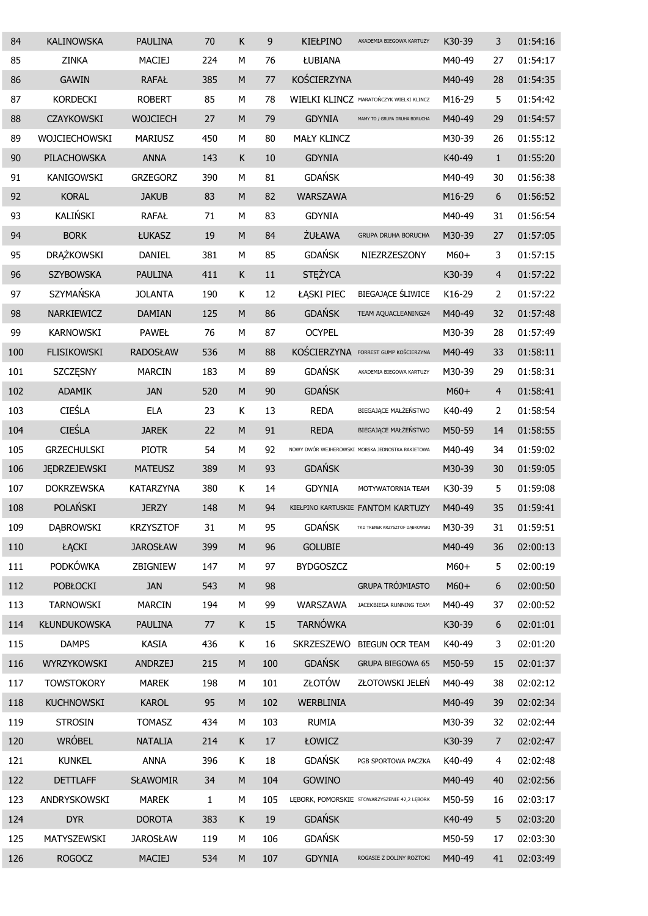| 84 | KALINOWSKA | PAULINA | 70 | K | 9 | KIEŁPINO | AKADEMIA BIEGOWA KARTUZY | K30-39 | 3 | 01:54:16 |
|---|---|---|---|---|---|---|---|---|---|---|
| 85 | ZINKA | MACIEJ | 224 | M | 76 | ŁUBIANA | | M40-49 | 27 | 01:54:17 |
| 86 | GAWIN | RAFAŁ | 385 | M | 77 | KOŚCIERZYNA | | M40-49 | 28 | 01:54:35 |
| 87 | KORDECKI | ROBERT | 85 | M | 78 | WIELKI KLINCZ | MARATOŃCZYK WIELKI KLINCZ | M16-29 | 5 | 01:54:42 |
| 88 | CZAYKOWSKI | WOJCIECH | 27 | M | 79 | GDYNIA | MAMY TO / GRUPA DRUHA BORUCHA | M40-49 | 29 | 01:54:57 |
| 89 | WOJCIECHOWSKI | MARIUSZ | 450 | M | 80 | MAŁY KLINCZ | | M30-39 | 26 | 01:55:12 |
| 90 | PILACHOWSKA | ANNA | 143 | K | 10 | GDYNIA | | K40-49 | 1 | 01:55:20 |
| 91 | KANIGOWSKI | GRZEGORZ | 390 | M | 81 | GDAŃSK | | M40-49 | 30 | 01:56:38 |
| 92 | KORAL | JAKUB | 83 | M | 82 | WARSZAWA | | M16-29 | 6 | 01:56:52 |
| 93 | KALIŃSKI | RAFAŁ | 71 | M | 83 | GDYNIA | | M40-49 | 31 | 01:56:54 |
| 94 | BORK | ŁUKASZ | 19 | M | 84 | ŻUŁAWA | GRUPA DRUHA BORUCHA | M30-39 | 27 | 01:57:05 |
| 95 | DRĄŻKOWSKI | DANIEL | 381 | M | 85 | GDAŃSK | NIEZRZESZONY | M60+ | 3 | 01:57:15 |
| 96 | SZYBOWSKA | PAULINA | 411 | K | 11 | STĘŻYCA | | K30-39 | 4 | 01:57:22 |
| 97 | SZYMAŃSKA | JOLANTA | 190 | K | 12 | ŁĄSKI PIEC | BIEGAJĄCE ŚLIWICE | K16-29 | 2 | 01:57:22 |
| 98 | NARKIEWICZ | DAMIAN | 125 | M | 86 | GDAŃSK | TEAM AQUACLEANING24 | M40-49 | 32 | 01:57:48 |
| 99 | KARNOWSKI | PAWEŁ | 76 | M | 87 | OCYPEL | | M30-39 | 28 | 01:57:49 |
| 100 | FLISIKOWSKI | RADOSŁAW | 536 | M | 88 | KOŚCIERZYNA | FORREST GUMP KOŚCIERZYNA | M40-49 | 33 | 01:58:11 |
| 101 | SZCZĘSNY | MARCIN | 183 | M | 89 | GDAŃSK | AKADEMIA BIEGOWA KARTUZY | M30-39 | 29 | 01:58:31 |
| 102 | ADAMIK | JAN | 520 | M | 90 | GDAŃSK | | M60+ | 4 | 01:58:41 |
| 103 | CIEŚLA | ELA | 23 | K | 13 | REDA | BIEGAJĄCE MAŁŻEŃSTWO | K40-49 | 2 | 01:58:54 |
| 104 | CIEŚLA | JAREK | 22 | M | 91 | REDA | BIEGAJĄCE MAŁŻEŃSTWO | M50-59 | 14 | 01:58:55 |
| 105 | GRZECHULSKI | PIOTR | 54 | M | 92 | NOWY DWÓR WEJHEROWSKI | MORSKA JEDNOSTKA RAKIETOWA | M40-49 | 34 | 01:59:02 |
| 106 | JĘDRZEJEWSKI | MATEUSZ | 389 | M | 93 | GDAŃSK | | M30-39 | 30 | 01:59:05 |
| 107 | DOKRZEWSKA | KATARZYNA | 380 | K | 14 | GDYNIA | MOTYWATORNIA TEAM | K30-39 | 5 | 01:59:08 |
| 108 | POLAŃSKI | JERZY | 148 | M | 94 | KIEŁPINO KARTUSKIE | FANTOM KARTUZY | M40-49 | 35 | 01:59:41 |
| 109 | DĄBROWSKI | KRZYSZTOF | 31 | M | 95 | GDAŃSK | TKD TRENER KRZYSZTOF DĄBROWSKI | M30-39 | 31 | 01:59:51 |
| 110 | ŁĄCKI | JAROSŁAW | 399 | M | 96 | GOLUBIE | | M40-49 | 36 | 02:00:13 |
| 111 | PODKÓWKA | ZBIGNIEW | 147 | M | 97 | BYDGOSZCZ | | M60+ | 5 | 02:00:19 |
| 112 | POBŁOCKI | JAN | 543 | M | 98 | | GRUPA TRÓJMIASTO | M60+ | 6 | 02:00:50 |
| 113 | TARNOWSKI | MARCIN | 194 | M | 99 | WARSZAWA | JACEKBIEGA RUNNING TEAM | M40-49 | 37 | 02:00:52 |
| 114 | KŁUNDUKOWSKA | PAULINA | 77 | K | 15 | TARNÓWKA | | K30-39 | 6 | 02:01:01 |
| 115 | DAMPS | KASIA | 436 | K | 16 | SKRZESZEWO | BIEGUN OCR TEAM | K40-49 | 3 | 02:01:20 |
| 116 | WYRZYKOWSKI | ANDRZEJ | 215 | M | 100 | GDAŃSK | GRUPA BIEGOWA 65 | M50-59 | 15 | 02:01:37 |
| 117 | TOWSTOKORY | MAREK | 198 | M | 101 | ZŁOTÓW | ZŁOTOWSKI JELEŃ | M40-49 | 38 | 02:02:12 |
| 118 | KUCHNOWSKI | KAROL | 95 | M | 102 | WERBLINIA | | M40-49 | 39 | 02:02:34 |
| 119 | STROSIN | TOMASZ | 434 | M | 103 | RUMIA | | M30-39 | 32 | 02:02:44 |
| 120 | WRÓBEL | NATALIA | 214 | K | 17 | ŁOWICZ | | K30-39 | 7 | 02:02:47 |
| 121 | KUNKEL | ANNA | 396 | K | 18 | GDAŃSK | PGB SPORTOWA PACZKA | K40-49 | 4 | 02:02:48 |
| 122 | DETTLAFF | SŁAWOMIR | 34 | M | 104 | GOWINO | | M40-49 | 40 | 02:02:56 |
| 123 | ANDRYSKOWSKI | MAREK | 1 | M | 105 | LĘBORK, POMORSKIE | STOWARZYSZENIE 42,2 LĘBORK | M50-59 | 16 | 02:03:17 |
| 124 | DYR | DOROTA | 383 | K | 19 | GDAŃSK | | K40-49 | 5 | 02:03:20 |
| 125 | MATYSZEWSKI | JAROSŁAW | 119 | M | 106 | GDAŃSK | | M50-59 | 17 | 02:03:30 |
| 126 | ROGOCZ | MACIEJ | 534 | M | 107 | GDYNIA | ROGASIE Z DOLINY ROZTOKI | M40-49 | 41 | 02:03:49 |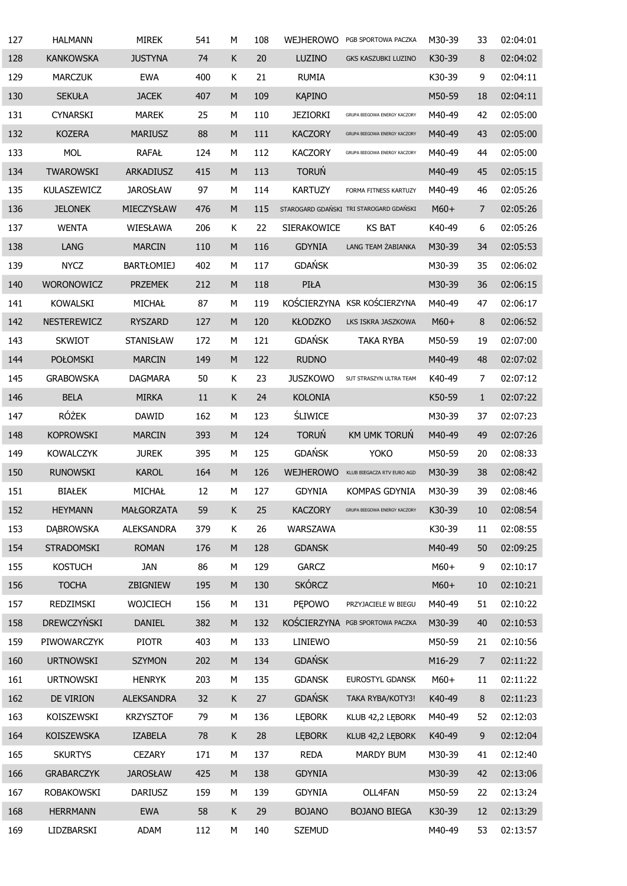| 127 | HALMANN | MIREK | 541 | M | 108 | WEJHEROWO | PGB SPORTOWA PACZKA | M30-39 | 33 | 02:04:01 |
|---|---|---|---|---|---|---|---|---|---|---|
| 128 | KANKOWSKA | JUSTYNA | 74 | K | 20 | LUZINO | GKS KASZUBKI LUZINO | K30-39 | 8 | 02:04:02 |
| 129 | MARCZUK | EWA | 400 | K | 21 | RUMIA | | K30-39 | 9 | 02:04:11 |
| 130 | SEKUŁA | JACEK | 407 | M | 109 | KĄPINO | | M50-59 | 18 | 02:04:11 |
| 131 | CYNARSKI | MAREK | 25 | M | 110 | JEZIORKI | GRUPA BIEGOWA ENERGY KACZORY | M40-49 | 42 | 02:05:00 |
| 132 | KOZERA | MARIUSZ | 88 | M | 111 | KACZORY | GRUPA BIEGOWA ENERGY KACZORY | M40-49 | 43 | 02:05:00 |
| 133 | MOL | RAFAŁ | 124 | M | 112 | KACZORY | GRUPA BIEGOWA ENERGY KACZORY | M40-49 | 44 | 02:05:00 |
| 134 | TWAROWSKI | ARKADIUSZ | 415 | M | 113 | TORUŃ | | M40-49 | 45 | 02:05:15 |
| 135 | KULASZEWICZ | JAROSŁAW | 97 | M | 114 | KARTUZY | FORMA FITNESS KARTUZY | M40-49 | 46 | 02:05:26 |
| 136 | JELONEK | MIECZYSŁAW | 476 | M | 115 | STAROGARD GDAŃSKI | TRI STAROGARD GDAŃSKI | M60+ | 7 | 02:05:26 |
| 137 | WENTA | WIESŁAWA | 206 | K | 22 | SIERAKOWICE | KS BAT | K40-49 | 6 | 02:05:26 |
| 138 | LANG | MARCIN | 110 | M | 116 | GDYNIA | LANG TEAM ŻABIANKA | M30-39 | 34 | 02:05:53 |
| 139 | NYCZ | BARTŁOMIEJ | 402 | M | 117 | GDAŃSK | | M30-39 | 35 | 02:06:02 |
| 140 | WORONOWICZ | PRZEMEK | 212 | M | 118 | PIŁA | | M30-39 | 36 | 02:06:15 |
| 141 | KOWALSKI | MICHAŁ | 87 | M | 119 | KOŚCIERZYNA | KSR KOŚCIERZYNA | M40-49 | 47 | 02:06:17 |
| 142 | NESTEREWICZ | RYSZARD | 127 | M | 120 | KŁODZKO | LKS ISKRA JASZKOWA | M60+ | 8 | 02:06:52 |
| 143 | SKWIOT | STANISŁAW | 172 | M | 121 | GDAŃSK | TAKA RYBA | M50-59 | 19 | 02:07:00 |
| 144 | POŁOMSKI | MARCIN | 149 | M | 122 | RUDNO | | M40-49 | 48 | 02:07:02 |
| 145 | GRABOWSKA | DAGMARA | 50 | K | 23 | JUSZKOWO | SUT STRASZYN ULTRA TEAM | K40-49 | 7 | 02:07:12 |
| 146 | BELA | MIRKA | 11 | K | 24 | KOLONIA | | K50-59 | 1 | 02:07:22 |
| 147 | RÓŻEK | DAWID | 162 | M | 123 | ŚLIWICE | | M30-39 | 37 | 02:07:23 |
| 148 | KOPROWSKI | MARCIN | 393 | M | 124 | TORUŃ | KM UMK TORUŃ | M40-49 | 49 | 02:07:26 |
| 149 | KOWALCZYK | JUREK | 395 | M | 125 | GDAŃSK | YOKO | M50-59 | 20 | 02:08:33 |
| 150 | RUNOWSKI | KAROL | 164 | M | 126 | WEJHEROWO | KLUB BIEGACZA RTV EURO AGD | M30-39 | 38 | 02:08:42 |
| 151 | BIAŁEK | MICHAŁ | 12 | M | 127 | GDYNIA | KOMPAS GDYNIA | M30-39 | 39 | 02:08:46 |
| 152 | HEYMANN | MAŁGORZATA | 59 | K | 25 | KACZORY | GRUPA BIEGOWA ENERGY KACZORY | K30-39 | 10 | 02:08:54 |
| 153 | DĄBROWSKA | ALEKSANDRA | 379 | K | 26 | WARSZAWA | | K30-39 | 11 | 02:08:55 |
| 154 | STRADOMSKI | ROMAN | 176 | M | 128 | GDANSK | | M40-49 | 50 | 02:09:25 |
| 155 | KOSTUCH | JAN | 86 | M | 129 | GARCZ | | M60+ | 9 | 02:10:17 |
| 156 | TOCHA | ZBIGNIEW | 195 | M | 130 | SKÓRCZ | | M60+ | 10 | 02:10:21 |
| 157 | REDZIMSKI | WOJCIECH | 156 | M | 131 | PĘPOWO | PRZYJACIELE W BIEGU | M40-49 | 51 | 02:10:22 |
| 158 | DREWCZYŃSKI | DANIEL | 382 | M | 132 | KOŚCIERZYNA | PGB SPORTOWA PACZKA | M30-39 | 40 | 02:10:53 |
| 159 | PIWOWARCZYK | PIOTR | 403 | M | 133 | LINIEWO | | M50-59 | 21 | 02:10:56 |
| 160 | URTNOWSKI | SZYMON | 202 | M | 134 | GDAŃSK | | M16-29 | 7 | 02:11:22 |
| 161 | URTNOWSKI | HENRYK | 203 | M | 135 | GDANSK | EUROSTYL GDANSK | M60+ | 11 | 02:11:22 |
| 162 | DE VIRION | ALEKSANDRA | 32 | K | 27 | GDAŃSK | TAKA RYBA/KOTY3! | K40-49 | 8 | 02:11:23 |
| 163 | KOISZEWSKI | KRZYSZTOF | 79 | M | 136 | LĘBORK | KLUB 42,2 LĘBORK | M40-49 | 52 | 02:12:03 |
| 164 | KOISZEWSKA | IZABELA | 78 | K | 28 | LĘBORK | KLUB 42,2 LĘBORK | K40-49 | 9 | 02:12:04 |
| 165 | SKURTYS | CEZARY | 171 | M | 137 | REDA | MARDY BUM | M30-39 | 41 | 02:12:40 |
| 166 | GRABARCZYK | JAROSŁAW | 425 | M | 138 | GDYNIA | | M30-39 | 42 | 02:13:06 |
| 167 | ROBAKOWSKI | DARIUSZ | 159 | M | 139 | GDYNIA | OLL4FAN | M50-59 | 22 | 02:13:24 |
| 168 | HERRMANN | EWA | 58 | K | 29 | BOJANO | BOJANO BIEGA | K30-39 | 12 | 02:13:29 |
| 169 | LIDZBARSKI | ADAM | 112 | M | 140 | SZEMUD | | M40-49 | 53 | 02:13:57 |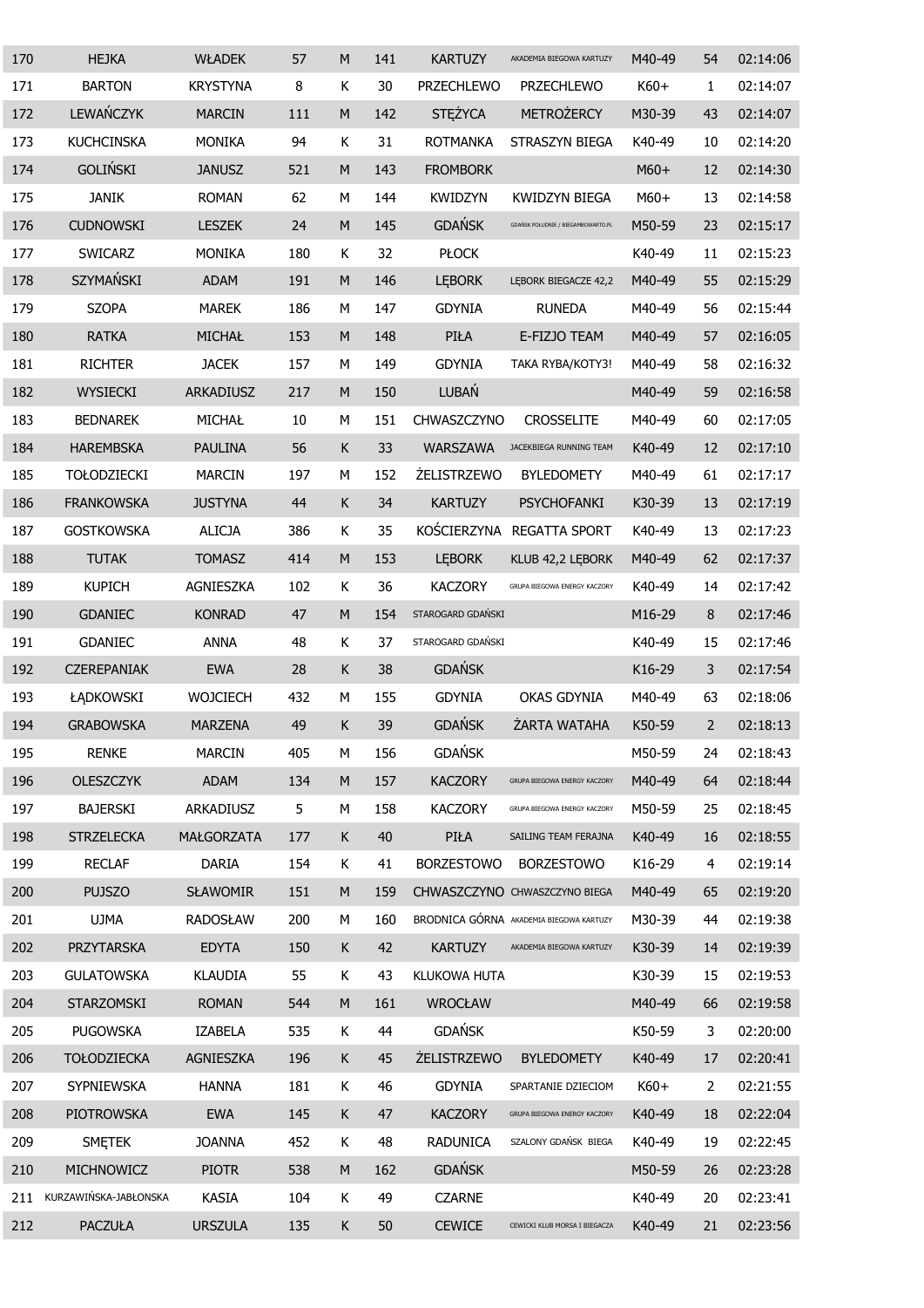| 170 | HEJKA | WŁADEK | 57 | M | 141 | KARTUZY | AKADEMIA BIEGOWA KARTUZY | M40-49 | 54 | 02:14:06 |
|---|---|---|---|---|---|---|---|---|---|---|
| 171 | BARTON | KRYSTYNA | 8 | K | 30 | PRZECHLEWO | PRZECHLEWO | K60+ | 1 | 02:14:07 |
| 172 | LEWAŃCZYK | MARCIN | 111 | M | 142 | STĘŻYCA | METROŻERCY | M30-39 | 43 | 02:14:07 |
| 173 | KUCHCINSKA | MONIKA | 94 | K | 31 | ROTMANKA | STRASZYN BIEGA | K40-49 | 10 | 02:14:20 |
| 174 | GOLIŃSKI | JANUSZ | 521 | M | 143 | FROMBORK | | M60+ | 12 | 02:14:30 |
| 175 | JANIK | ROMAN | 62 | M | 144 | KWIDZYN | KWIDZYN BIEGA | M60+ | 13 | 02:14:58 |
| 176 | CUDNOWSKI | LESZEK | 24 | M | 145 | GDAŃSK | GDAŃSK POŁUDNIE / BIEGAMBOWARTO.PL | M50-59 | 23 | 02:15:17 |
| 177 | SWICARZ | MONIKA | 180 | K | 32 | PŁOCK | | K40-49 | 11 | 02:15:23 |
| 178 | SZYMAŃSKI | ADAM | 191 | M | 146 | LĘBORK | LĘBORK BIEGACZE 42,2 | M40-49 | 55 | 02:15:29 |
| 179 | SZOPA | MAREK | 186 | M | 147 | GDYNIA | RUNEDA | M40-49 | 56 | 02:15:44 |
| 180 | RATKA | MICHAŁ | 153 | M | 148 | PIŁA | E-FIZJO TEAM | M40-49 | 57 | 02:16:05 |
| 181 | RICHTER | JACEK | 157 | M | 149 | GDYNIA | TAKA RYBA/KOTY3! | M40-49 | 58 | 02:16:32 |
| 182 | WYSIECKI | ARKADIUSZ | 217 | M | 150 | LUBAŃ | | M40-49 | 59 | 02:16:58 |
| 183 | BEDNAREK | MICHAŁ | 10 | M | 151 | CHWASZCZYNO | CROSSELITE | M40-49 | 60 | 02:17:05 |
| 184 | HAREMBSKA | PAULINA | 56 | K | 33 | WARSZAWA | JACEKBIEGA RUNNING TEAM | K40-49 | 12 | 02:17:10 |
| 185 | TOŁODZIECKI | MARCIN | 197 | M | 152 | ŻELISTRZEWO | BYLEDOMETY | M40-49 | 61 | 02:17:17 |
| 186 | FRANKOWSKA | JUSTYNA | 44 | K | 34 | KARTUZY | PSYCHOFANKI | K30-39 | 13 | 02:17:19 |
| 187 | GOSTKOWSKA | ALICJA | 386 | K | 35 | KOŚCIERZYNA | REGATTA SPORT | K40-49 | 13 | 02:17:23 |
| 188 | TUTAK | TOMASZ | 414 | M | 153 | LĘBORK | KLUB 42,2 LĘBORK | M40-49 | 62 | 02:17:37 |
| 189 | KUPICH | AGNIESZKA | 102 | K | 36 | KACZORY | GRUPA BIEGOWA ENERGY KACZORY | K40-49 | 14 | 02:17:42 |
| 190 | GDANIEC | KONRAD | 47 | M | 154 | STAROGARD GDAŃSKI | | M16-29 | 8 | 02:17:46 |
| 191 | GDANIEC | ANNA | 48 | K | 37 | STAROGARD GDAŃSKI | | K40-49 | 15 | 02:17:46 |
| 192 | CZEREPANIAK | EWA | 28 | K | 38 | GDAŃSK | | K16-29 | 3 | 02:17:54 |
| 193 | ŁĄDKOWSKI | WOJCIECH | 432 | M | 155 | GDYNIA | OKAS GDYNIA | M40-49 | 63 | 02:18:06 |
| 194 | GRABOWSKA | MARZENA | 49 | K | 39 | GDAŃSK | ŻARTA WATAHA | K50-59 | 2 | 02:18:13 |
| 195 | RENKE | MARCIN | 405 | M | 156 | GDAŃSK | | M50-59 | 24 | 02:18:43 |
| 196 | OLESZCZYK | ADAM | 134 | M | 157 | KACZORY | GRUPA BIEGOWA ENERGY KACZORY | M40-49 | 64 | 02:18:44 |
| 197 | BAJERSKI | ARKADIUSZ | 5 | M | 158 | KACZORY | GRUPA BIEGOWA ENERGY KACZORY | M50-59 | 25 | 02:18:45 |
| 198 | STRZELECKA | MAŁGORZATA | 177 | K | 40 | PIŁA | SAILING TEAM FERAJNA | K40-49 | 16 | 02:18:55 |
| 199 | RECLAF | DARIA | 154 | K | 41 | BORZESTOWO | BORZESTOWO | K16-29 | 4 | 02:19:14 |
| 200 | PUJSZO | SŁAWOMIR | 151 | M | 159 | CHWASZCZYNO | CHWASZCZYNO BIEGA | M40-49 | 65 | 02:19:20 |
| 201 | UJMA | RADOSŁAW | 200 | M | 160 | BRODNICA GÓRNA | AKADEMIA BIEGOWA KARTUZY | M30-39 | 44 | 02:19:38 |
| 202 | PRZYTARSKA | EDYTA | 150 | K | 42 | KARTUZY | AKADEMIA BIEGOWA KARTUZY | K30-39 | 14 | 02:19:39 |
| 203 | GULATOWSKA | KLAUDIA | 55 | K | 43 | KLUKOWA HUTA | | K30-39 | 15 | 02:19:53 |
| 204 | STARZOMSKI | ROMAN | 544 | M | 161 | WROCŁAW | | M40-49 | 66 | 02:19:58 |
| 205 | PUGOWSKA | IZABELA | 535 | K | 44 | GDAŃSK | | K50-59 | 3 | 02:20:00 |
| 206 | TOŁODZIECKA | AGNIESZKA | 196 | K | 45 | ŻELISTRZEWO | BYLEDOMETY | K40-49 | 17 | 02:20:41 |
| 207 | SYPNIEWSKA | HANNA | 181 | K | 46 | GDYNIA | SPARTANIE DZIECIOM | K60+ | 2 | 02:21:55 |
| 208 | PIOTROWSKA | EWA | 145 | K | 47 | KACZORY | GRUPA BIEGOWA ENERGY KACZORY | K40-49 | 18 | 02:22:04 |
| 209 | SMĘTEK | JOANNA | 452 | K | 48 | RADUNICA | SZALONY GDAŃSK BIEGA | K40-49 | 19 | 02:22:45 |
| 210 | MICHNOWICZ | PIOTR | 538 | M | 162 | GDAŃSK | | M50-59 | 26 | 02:23:28 |
| 211 | KURZAWIŃSKA-JABŁONSKA | KASIA | 104 | K | 49 | CZARNE | | K40-49 | 20 | 02:23:41 |
| 212 | PACZUŁA | URSZULA | 135 | K | 50 | CEWICE | CEWICKI KLUB MORSA I BIEGACZA | K40-49 | 21 | 02:23:56 |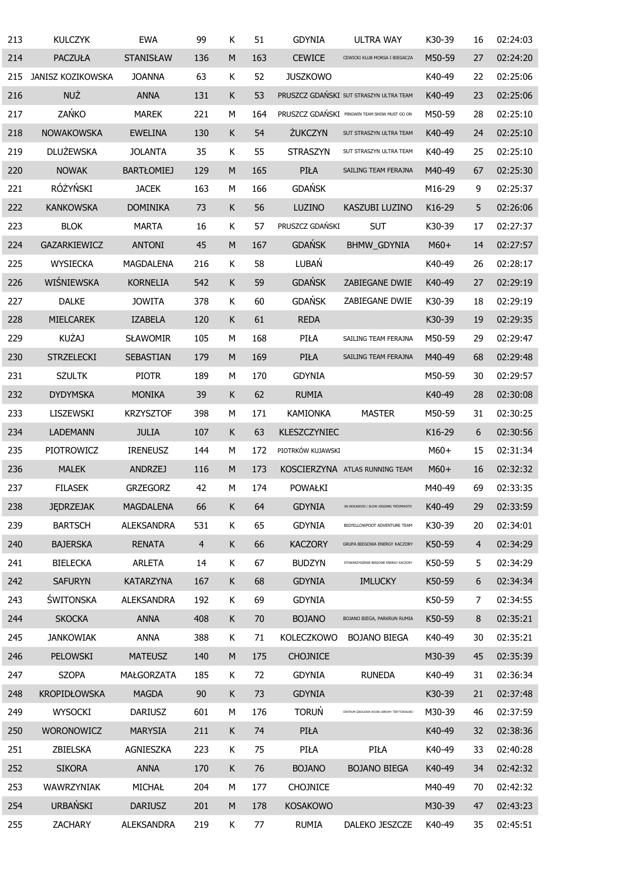| 213 | KULCZYK | EWA | 99 | K | 51 | GDYNIA | ULTRA WAY | K30-39 | 16 | 02:24:03 |
|---|---|---|---|---|---|---|---|---|---|---|
| 214 | PACZUŁA | STANISŁAW | 136 | M | 163 | CEWICE | CEWICKI KLUB MORSA I BIEGACZA | M50-59 | 27 | 02:24:20 |
| 215 | JANISZ KOZIKOWSKA | JOANNA | 63 | K | 52 | JUSZKOWO | | K40-49 | 22 | 02:25:06 |
| 216 | NUŻ | ANNA | 131 | K | 53 | PRUSZCZ GDAŃSKI | SUT STRASZYN ULTRA TEAM | K40-49 | 23 | 02:25:06 |
| 217 | ZAŃKO | MAREK | 221 | M | 164 | PRUSZCZ GDAŃSKI | PINGWIN TEAM SHOW MUST GO ON | M50-59 | 28 | 02:25:10 |
| 218 | NOWAKOWSKA | EWELINA | 130 | K | 54 | ŻUKCZYN | SUT STRASZYN ULTRA TEAM | K40-49 | 24 | 02:25:10 |
| 219 | DLUŻEWSKA | JOLANTA | 35 | K | 55 | STRASZYN | SUT STRASZYN ULTRA TEAM | K40-49 | 25 | 02:25:10 |
| 220 | NOWAK | BARTŁOMIEJ | 129 | M | 165 | PIŁA | SAILING TEAM FERAJNA | M40-49 | 67 | 02:25:30 |
| 221 | RÓŻYŃSKI | JACEK | 163 | M | 166 | GDAŃSK | | M16-29 | 9 | 02:25:37 |
| 222 | KANKOWSKA | DOMINIKA | 73 | K | 56 | LUZINO | KASZUBI LUZINO | K16-29 | 5 | 02:26:06 |
| 223 | BLOK | MARTA | 16 | K | 57 | PRUSZCZ GDAŃSKI | SUT | K30-39 | 17 | 02:27:37 |
| 224 | GAZARKIEWICZ | ANTONI | 45 | M | 167 | GDAŃSK | BHMW_GDYNIA | M60+ | 14 | 02:27:57 |
| 225 | WYSIECKA | MAGDALENA | 216 | K | 58 | LUBAŃ | | K40-49 | 26 | 02:28:17 |
| 226 | WIŚNIEWSKA | KORNELIA | 542 | K | 59 | GDAŃSK | ZABIEGANE DWIE | K40-49 | 27 | 02:29:19 |
| 227 | DALKE | JOWITA | 378 | K | 60 | GDAŃSK | ZABIEGANE DWIE | K30-39 | 18 | 02:29:19 |
| 228 | MIELCAREK | IZABELA | 120 | K | 61 | REDA | | K30-39 | 19 | 02:29:35 |
| 229 | KUŻAJ | SŁAWOMIR | 105 | M | 168 | PIŁA | SAILING TEAM FERAJNA | M50-59 | 29 | 02:29:47 |
| 230 | STRZELECKI | SEBASTIAN | 179 | M | 169 | PIŁA | SAILING TEAM FERAJNA | M40-49 | 68 | 02:29:48 |
| 231 | SZULTK | PIOTR | 189 | M | 170 | GDYNIA | | M50-59 | 30 | 02:29:57 |
| 232 | DYDYMSKA | MONIKA | 39 | K | 62 | RUMIA | | K40-49 | 28 | 02:30:08 |
| 233 | LISZEWSKI | KRZYSZTOF | 398 | M | 171 | KAMIONKA | MASTER | M50-59 | 31 | 02:30:25 |
| 234 | LADEMANN | JULIA | 107 | K | 63 | KLESZCZYNIEC | | K16-29 | 6 | 02:30:56 |
| 235 | PIOTROWICZ | IRENEUSZ | 144 | M | 172 | PIOTRKÓW KUJAWSKI | | M60+ | 15 | 02:31:34 |
| 236 | MALEK | ANDRZEJ | 116 | M | 173 | KOSCIERZYNA | ATLAS RUNNING TEAM | M60+ | 16 | 02:32:32 |
| 237 | FILASEK | GRZEGORZ | 42 | M | 174 | POWAŁKI | | M40-49 | 69 | 02:33:35 |
| 238 | JĘDRZEJAK | MAGDALENA | 66 | K | 64 | GDYNIA | SĄ WOLNIEJSI / SLOW JOGGING TRÓJMIASTO | K40-49 | 29 | 02:33:59 |
| 239 | BARTSCH | ALEKSANDRA | 531 | K | 65 | GDYNIA | BIGYELLOWFOOT ADVENTURE TEAM | K30-39 | 20 | 02:34:01 |
| 240 | BAJERSKA | RENATA | 4 | K | 66 | KACZORY | GRUPA BIEGOWA ENERGY KACZORY | K50-59 | 4 | 02:34:29 |
| 241 | BIELECKA | ARLETA | 14 | K | 67 | BUDZYN | STOWARZYSZENIE BIEGOWE ENERGY KACZORY | K50-59 | 5 | 02:34:29 |
| 242 | SAFURYN | KATARZYNA | 167 | K | 68 | GDYNIA | IMLUCKY | K50-59 | 6 | 02:34:34 |
| 243 | ŚWITONSKA | ALEKSANDRA | 192 | K | 69 | GDYNIA | | K50-59 | 7 | 02:34:55 |
| 244 | SKOCKA | ANNA | 408 | K | 70 | BOJANO | BOJANO BIEGA, PARKRUN RUMIA | K50-59 | 8 | 02:35:21 |
| 245 | JANKOWIAK | ANNA | 388 | K | 71 | KOLECZKOWO | BOJANO BIEGA | K40-49 | 30 | 02:35:21 |
| 246 | PELOWSKI | MATEUSZ | 140 | M | 175 | CHOJNICE | | M30-39 | 45 | 02:35:39 |
| 247 | SZOPA | MAŁGORZATA | 185 | K | 72 | GDYNIA | RUNEDA | K40-49 | 31 | 02:36:34 |
| 248 | KROPIDŁOWSKA | MAGDA | 90 | K | 73 | GDYNIA | | K30-39 | 21 | 02:37:48 |
| 249 | WYSOCKI | DARIUSZ | 601 | M | 176 | TORUŃ | CENTRUM SZKOLENIA WOJSK OBRONY TERYTORIALNEJ | M30-39 | 46 | 02:37:59 |
| 250 | WORONOWICZ | MARYSIA | 211 | K | 74 | PIŁA | | K40-49 | 32 | 02:38:36 |
| 251 | ZBIELSKA | AGNIESZKA | 223 | K | 75 | PIŁA | PIŁA | K40-49 | 33 | 02:40:28 |
| 252 | SIKORA | ANNA | 170 | K | 76 | BOJANO | BOJANO BIEGA | K40-49 | 34 | 02:42:32 |
| 253 | WAWRZYNIAK | MICHAŁ | 204 | M | 177 | CHOJNICE | | M40-49 | 70 | 02:42:32 |
| 254 | URBAŃSKI | DARIUSZ | 201 | M | 178 | KOSAKOWO | | M30-39 | 47 | 02:43:23 |
| 255 | ZACHARY | ALEKSANDRA | 219 | K | 77 | RUMIA | DALEKO JESZCZE | K40-49 | 35 | 02:45:51 |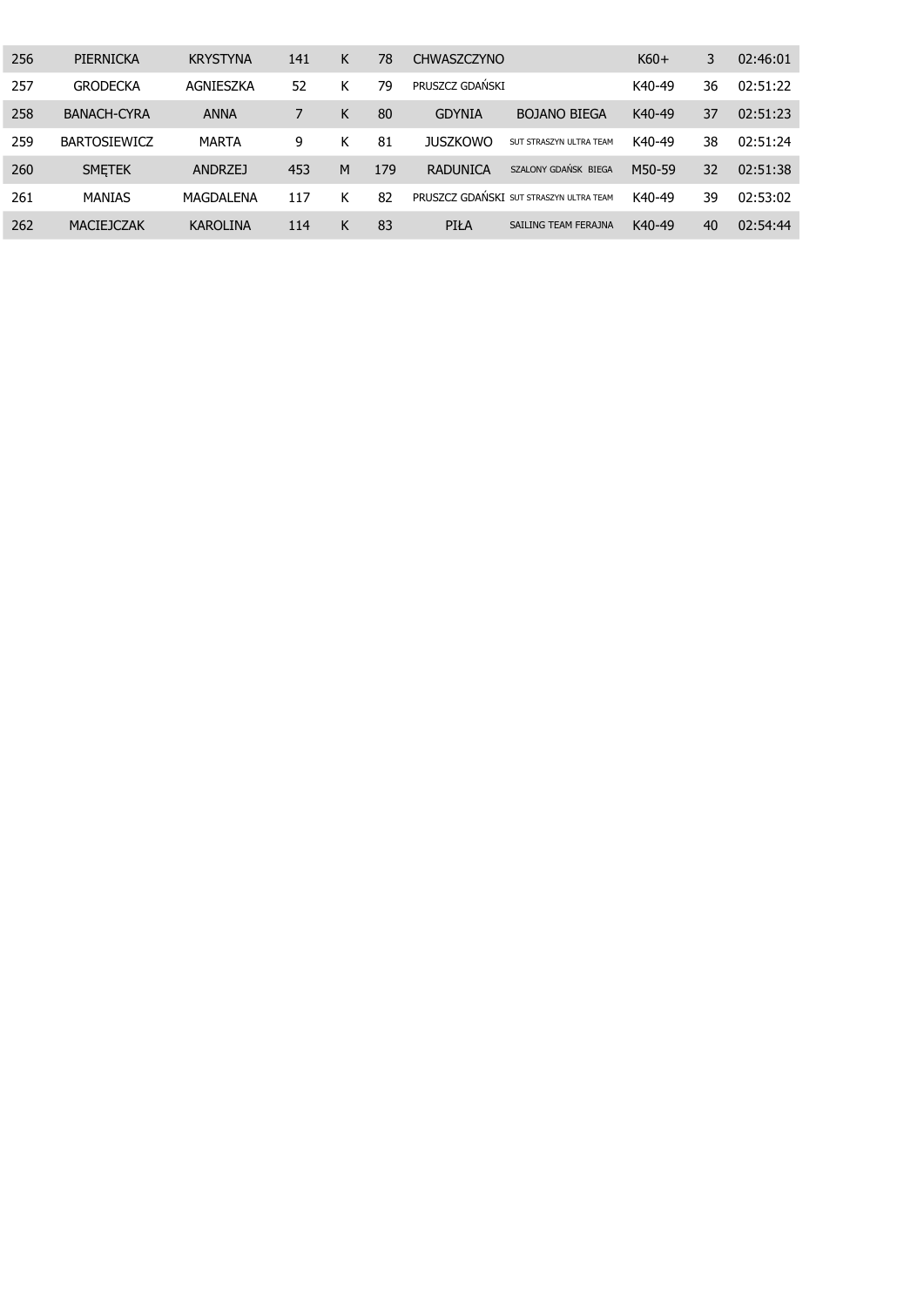| | | | | | | | | | | |
|---|---|---|---|---|---|---|---|---|---|---|
| 256 | PIERNICKA | KRYSTYNA | 141 | K | 78 | CHWASZCZYNO | | K60+ | 3 | 02:46:01 |
| 257 | GRODECKA | AGNIESZKA | 52 | K | 79 | PRUSZCZ GDAŃSKI | | K40-49 | 36 | 02:51:22 |
| 258 | BANACH-CYRA | ANNA | 7 | K | 80 | GDYNIA | BOJANO BIEGA | K40-49 | 37 | 02:51:23 |
| 259 | BARTOSIEWICZ | MARTA | 9 | K | 81 | JUSZKOWO | SUT STRASZYN ULTRA TEAM | K40-49 | 38 | 02:51:24 |
| 260 | SMĘTEK | ANDRZEJ | 453 | M | 179 | RADUNICA | SZALONY GDAŃSK BIEGA | M50-59 | 32 | 02:51:38 |
| 261 | MANIAS | MAGDALENA | 117 | K | 82 | PRUSZCZ GDAŃSKI | SUT STRASZYN ULTRA TEAM | K40-49 | 39 | 02:53:02 |
| 262 | MACIEJCZAK | KAROLINA | 114 | K | 83 | PIŁA | SAILING TEAM FERAJNA | K40-49 | 40 | 02:54:44 |